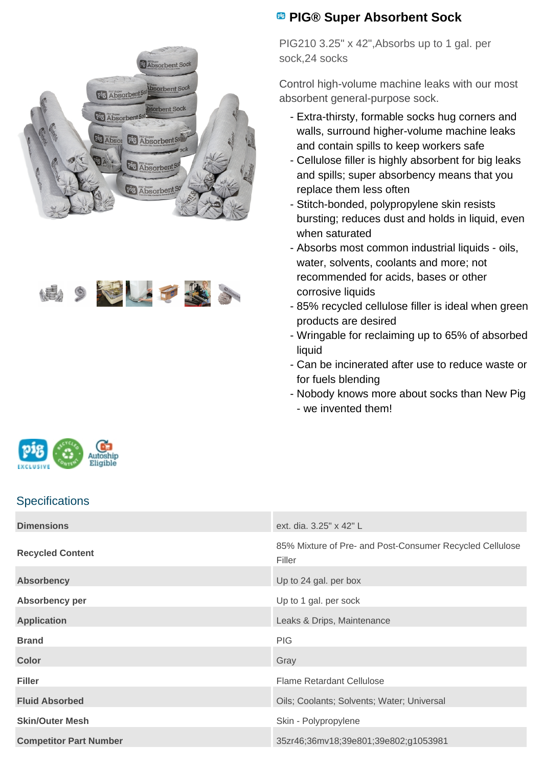# PIG® Super Absorbent Sock

PIG210 3.25" x 42",Absorbs up to 1 gal. per sock,24 socks

Control high-volume machine leaks with our most absorbent general-purpose sock.

- Extra-thirsty, formable socks hug corners and walls, surround higher-volume machine leaks and contain spills to keep workers safe
- Cellulose filler is highly absorbent for big leaks and spills; super absorbency means that you replace them less often
- Stitch-bonded, polypropylene skin resists bursting; reduces dust and holds in liquid, even when saturated
- Absorbs most common industrial liquids - oils, water, solvents, coolants and more; not recommended for acids, bases or other corrosive liquids
- 85% recycled cellulose filler is ideal when green products are desired
- Wringable for reclaiming up to 65% of absorbed liquid
- Can be incinerated after use to reduce waste or for fuels blending
- Nobody knows more about socks than New Pig - we invented them!

## Specifications

| | |
|---|---|
| **Dimensions** | ext. dia. 3.25" x 42" L |
| **Recycled Content** | 85% Mixture of Pre- and Post-Consumer Recycled Cellulose Filler |
| **Absorbency** | Up to 24 gal. per box |
| **Absorbency per** | Up to 1 gal. per sock |
| **Application** | Leaks & Drips, Maintenance |
| **Brand** | PIG |
| **Color** | Gray |
| **Filler** | Flame Retardant Cellulose |
| **Fluid Absorbed** | Oils; Coolants; Solvents; Water; Universal |
| **Skin/Outer Mesh** | Skin - Polypropylene |
| **Competitor Part Number** | 35zr46;36mv18;39e801;39e802;g1053981 |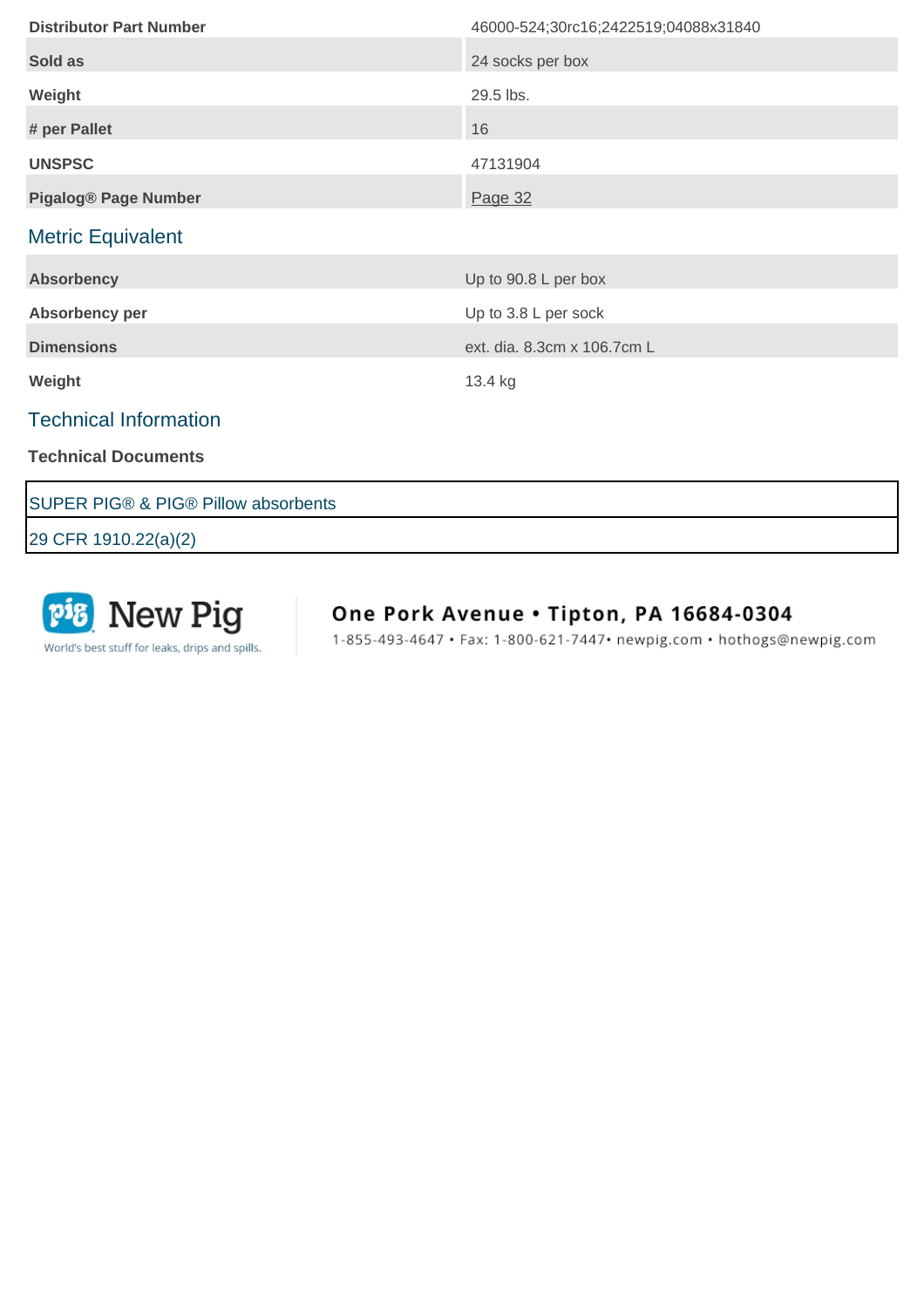| | |
|---|---|
| **Distributor Part Number** | 46000-524;30rc16;2422519;04088x31840 |
| **Sold as** | 24 socks per box |
| **Weight** | 29.5 lbs. |
| **# per Pallet** | 16 |
| **UNSPSC** | 47131904 |
| **Pigalog® Page Number** | Page 32 |

## Metric Equivalent

| | |
|---|---|
| **Absorbency** | Up to 90.8 L per box |
| **Absorbency per** | Up to 3.8 L per sock |
| **Dimensions** | ext. dia. 8.3cm x 106.7cm L |
| **Weight** | 13.4 kg |

## Technical Information

**Technical Documents**

| |
|---|
| SUPER PIG® & PIG® Pillow absorbents |
| 29 CFR 1910.22(a)(2) |

New Pig
World's best stuff for leaks, drips and spills.

One Pork Avenue • Tipton, PA 16684-0304
1-855-493-4647 • Fax: 1-800-621-7447• newpig.com • hothogs@newpig.com